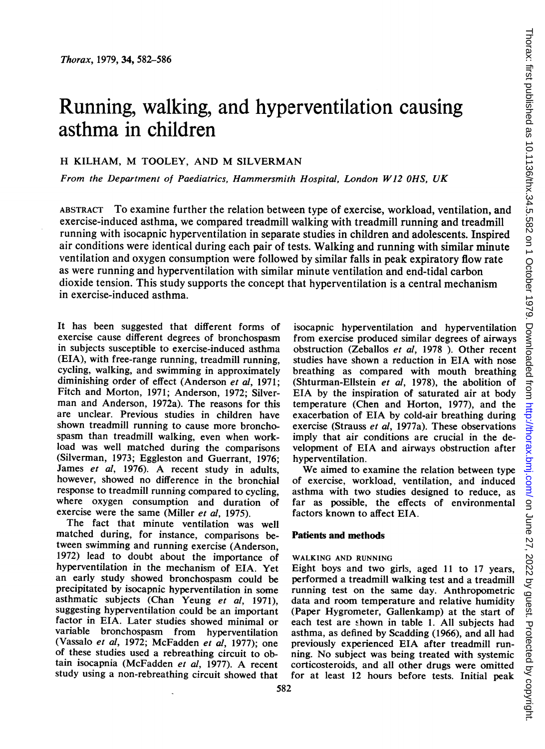# Running, walking, and hyperventilation causing asthma in children

H KILHAM, M TOOLEY, AND M SILVERMAN

*From the Department of Paediatrics, Hammersmith Hospital, London W12 0HS, UK*

ABSTRACT To examine further the relation between type of exercise, workload, ventilation, and exercise-induced asthma, we compared treadmill walking with treadmill running and treadmill running with isocapnic hyperventilation in separate studies in children and adolescents. Inspired air conditions were identical during each pair of tests. Walking and running with similar minute ventilation and oxygen consumption were followed by similar falls in peak expiratory flow rate as were running and hyperventilation with similar minute ventilation and end-tidal carbon dioxide tension. This study supports the concept that hyperventilation is a central mechanism in exercise-induced asthma.

It has been suggested that different forms of exercise cause different degrees of bronchospasm in subjects susceptible to exercise-induced asthma (EIA), with free-range running, treadmill running, cycling, walking, and swimming in approximately diminishing order of effect (Anderson *et al*, 1971; Fitch and Morton, 1971; Anderson, 1972; Silverman and Anderson, 1972a). The reasons for this are unclear. Previous studies in children have shown treadmill running to cause more bronchospasm than treadmill walking, even when workload was well matched during the comparisons (Silverman, 1973; Eggleston and Guerrant, 1976; James *et al*, 1976). A recent study in adults, however, showed no difference in the bronchial response to treadmill running compared to cycling, where oxygen consumption and duration of exercise were the same (Miller *et al*, 1975).

The fact that minute ventilation was well matched during, for instance, comparisons between swimming and running exercise (Anderson, 1972) lead to doubt about the importance of hyperventilation in the mechanism of EIA. Yet an early study showed bronchospasm could be precipitated by isocapnic hyperventilation in some asthmatic subjects (Chan Yeung *et al*, 1971), suggesting hyperventilation could be an important factor in EIA. Later studies showed minimal or variable bronchospasm from hyperventilation (Vassalo *et al*, 1972; McFadden *et al*, 1977); one of these studies used a rebreathing circuit to obtain isocapnia (McFadden *et al*, 1977). A recent study using a non-rebreathing circuit showed that isocapnic hyperventilation and hyperventilation from exercise produced similar degrees of airways obstruction (Zeballos *et al*, 1978 ). Other recent studies have shown a reduction in EIA with nose breathing as compared with mouth breathing (Shturman-Ellstein *et al*, 1978), the abolition of EIA by the inspiration of saturated air at body temperature (Chen and Horton, 1977), and the exacerbation of EIA by cold-air breathing during exercise (Strauss *et al*, 1977a). These observations imply that air conditions are crucial in the development of EIA and airways obstruction after hyperventilation.

We aimed to examine the relation between type of exercise, workload, ventilation, and induced asthma with two studies designed to reduce, as far as possible, the effects of environmental factors known to affect EIA.

## Patients and methods

### WALKING AND RUNNING

Eight boys and two girls, aged 11 to 17 years, performed a treadmill walking test and a treadmill running test on the same day. Anthropometric data and room temperature and relative humidity (Paper Hygrometer, Gallenkamp) at the start of each test are shown in table 1. All subjects had asthma, as defined by Scadding (1966), and all had previously experienced EIA after treadmill running. No subject was being treated with systemic corticosteroids, and all other drugs were omitted for at least 12 hours before tests. Initial peak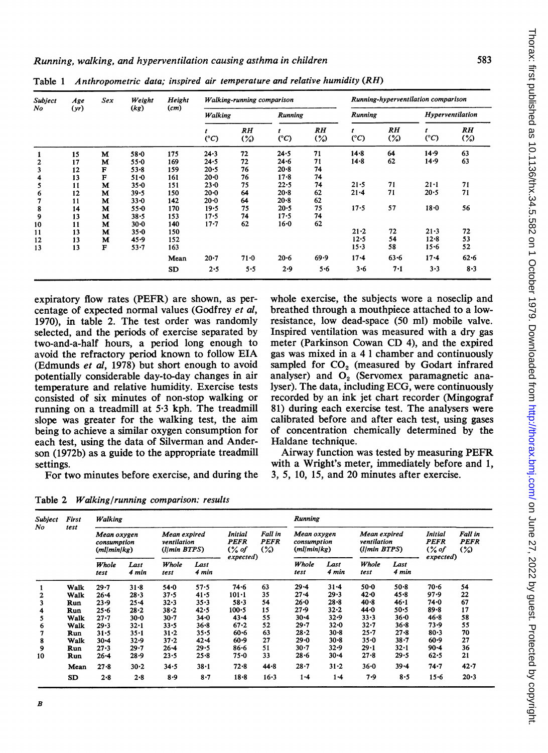Table 1 *Anthropometric data; inspired air temperature and relative humidity (RH)*

| Subject No | Age (yr) | Sex | Weight (kg) | Height (cm) | Walking-running comparison | | | | Running-hyperventilation comparison | | | |
|---|---|---|---|---|---|---|---|---|---|---|---|---|
| | | | | | Walking | | Running | | Running | | Hyperventilation | |
| | | | | | t (°C) | RH (%) | t (°C) | RH (%) | t (°C) | RH (%) | t (°C) | RH (%) |
| 1 | 15 | M | 58·0 | 175 | 24·3 | 72 | 24·5 | 71 | 14·8 | 64 | 14·9 | 63 |
| 2 | 17 | M | 55·0 | 169 | 24·5 | 72 | 24·6 | 71 | 14·8 | 62 | 14·9 | 63 |
| 3 | 12 | F | 53·8 | 159 | 20·5 | 76 | 20·8 | 74 | | | | |
| 4 | 13 | F | 51·0 | 161 | 20·0 | 76 | 17·8 | 74 | | | | |
| 5 | 11 | M | 35·0 | 151 | 23·0 | 75 | 22·5 | 74 | 21·5 | 71 | 21·1 | 71 |
| 6 | 12 | M | 39·5 | 150 | 20·0 | 64 | 20·8 | 62 | 21·4 | 71 | 20·5 | 71 |
| 7 | 11 | M | 33·0 | 142 | 20·0 | 64 | 20·8 | 62 | | | | |
| 8 | 14 | M | 55·0 | 170 | 19·5 | 75 | 20·5 | 75 | 17·5 | 57 | 18·0 | 56 |
| 9 | 13 | M | 38·5 | 153 | 17·5 | 74 | 17·5 | 74 | | | | |
| 10 | 11 | M | 30·0 | 140 | 17·7 | 62 | 16·0 | 62 | | | | |
| 11 | 13 | M | 35·0 | 150 | | | | | 21·2 | 72 | 21·3 | 72 |
| 12 | 13 | M | 45·9 | 152 | | | | | 12·5 | 54 | 12·8 | 53 |
| 13 | 13 | F | 53·7 | 163 | | | | | 15·3 | 58 | 15·6 | 52 |
| | | | | Mean | 20·7 | 71·0 | 20·6 | 69·9 | 17·4 | 63·6 | 17·4 | 62·6 |
| | | | | SD | 2·5 | 5·5 | 2·9 | 5·6 | 3·6 | 7·1 | 3·3 | 8·3 |

expiratory flow rates (PEFR) are shown, as percentage of expected normal values (Godfrey *et al*, 1970), in table 2. The test order was randomly selected, and the periods of exercise separated by two-and-a-half hours, a period long enough to avoid the refractory period known to follow EIA (Edmunds *et al*, 1978) but short enough to avoid potentially considerable day-to-day changes in air temperature and relative humidity. Exercise tests consisted of six minutes of non-stop walking or running on a treadmill at 5·3 kph. The treadmill slope was greater for the walking test, the aim being to achieve a similar oxygen consumption for each test, using the data of Silverman and Anderson (1972b) as a guide to the appropriate treadmill settings.

For two minutes before exercise, and during the whole exercise, the subjects wore a noseclip and breathed through a mouthpiece attached to a low-resistance, low dead-space (50 ml) mobile valve. Inspired ventilation was measured with a dry gas meter (Parkinson Cowan CD 4), and the expired gas was mixed in a 4 l chamber and continuously sampled for $CO_2$ (measured by Godart infrared analyser) and $O_2$ (Servomex paramagnetic analyser). The data, including ECG, were continuously recorded by an ink jet chart recorder (Mingograf 81) during each exercise test. The analysers were calibrated before and after each test, using gases of concentration chemically determined by the Haldane technique.

Airway function was tested by measuring PEFR with a Wright's meter, immediately before and 1, 3, 5, 10, 15, and 20 minutes after exercise.

Table 2 *Walking/running comparison: results*

| Subject No | First test | Walking | | | | | | Running | | | | | |
|---|---|---|---|---|---|---|---|---|---|---|---|---|---|
| | | Mean oxygen consumption (ml/min/kg) | | Mean expired ventilation (l/min BTPS) | | Initial PEFR (% of expected) | Fall in PEFR (%) | Mean oxygen consumption (ml/min/kg) | | Mean expired ventilation (l/min BTPS) | | Initial PEFR (% of expected) | Fall in PEFR (%) |
| | | Whole test | Last 4 min | Whole test | Last 4 min | | | Whole test | Last 4 min | Whole test | Last 4 min | | |
| 1 | Walk | 29·7 | 31·8 | 54·0 | 57·5 | 74·6 | 63 | 29·4 | 31·4 | 50·0 | 50·8 | 70·6 | 54 |
| 2 | Walk | 26·4 | 28·3 | 37·5 | 41·5 | 101·1 | 35 | 27·4 | 29·3 | 42·0 | 45·8 | 97·9 | 22 |
| 3 | Run | 23·9 | 25·4 | 32·3 | 35·3 | 58·3 | 54 | 26·0 | 28·8 | 40·8 | 46·1 | 74·0 | 67 |
| 4 | Run | 25·6 | 28·2 | 38·2 | 42·5 | 100·5 | 15 | 27·9 | 32·2 | 44·0 | 50·5 | 89·8 | 17 |
| 5 | Walk | 27·7 | 30·0 | 30·7 | 34·0 | 43·4 | 55 | 30·4 | 32·9 | 33·3 | 36·0 | 46·8 | 58 |
| 6 | Walk | 29·3 | 32·1 | 33·5 | 36·8 | 67·2 | 52 | 29·7 | 32·0 | 32·7 | 36·8 | 73·9 | 55 |
| 7 | Run | 31·5 | 35·1 | 31·2 | 35·5 | 60·6 | 63 | 28·2 | 30·8 | 25·7 | 27·8 | 80·3 | 70 |
| 8 | Walk | 30·4 | 32·9 | 37·2 | 42·4 | 60·9 | 27 | 29·0 | 30·8 | 35·0 | 38·7 | 60·9 | 27 |
| 9 | Run | 27·3 | 29·7 | 26·4 | 29·5 | 86·6 | 51 | 30·7 | 32·9 | 29·1 | 32·1 | 90·4 | 36 |
| 10 | Run | 26·4 | 28·9 | 23·5 | 25·8 | 75·0 | 33 | 28·6 | 30·4 | 27·8 | 29·5 | 62·5 | 21 |
| | Mean | 27·8 | 30·2 | 34·5 | 38·1 | 72·8 | 44·8 | 28·7 | 31·2 | 36·0 | 39·4 | 74·7 | 42·7 |
| | SD | 2·8 | 2·8 | 8·9 | 8·7 | 18·8 | 16·3 | 1·4 | 1·4 | 7·9 | 8·5 | 15·6 | 20·3 |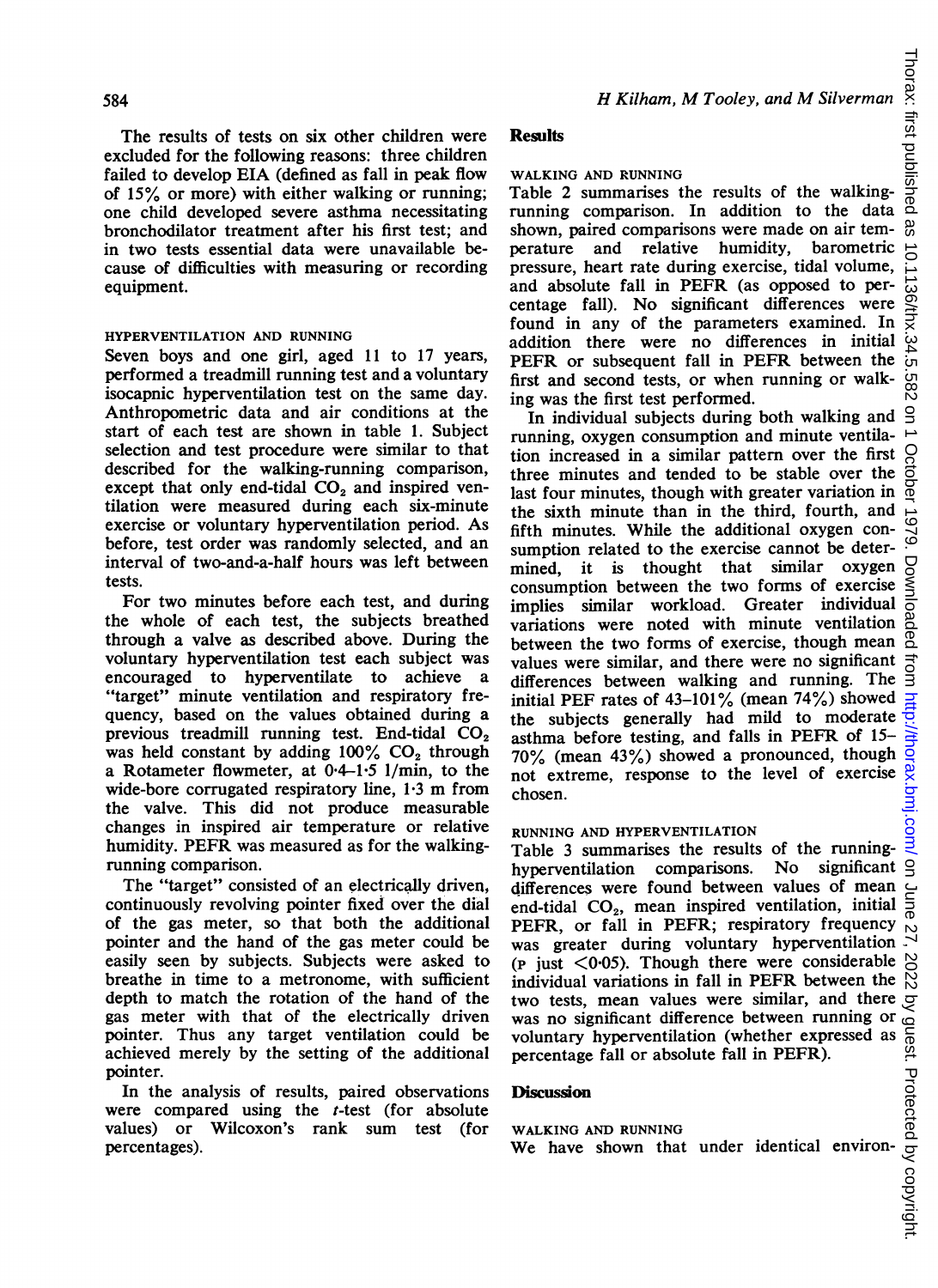The results of tests on six other children were excluded for the following reasons: three children failed to develop EIA (defined as fall in peak flow of 15% or more) with either walking or running; one child developed severe asthma necessitating bronchodilator treatment after his first test; and in two tests essential data were unavailable because of difficulties with measuring or recording equipment.

### HYPERVENTILATION AND RUNNING

Seven boys and one girl, aged 11 to 17 years, performed a treadmill running test and a voluntary isocapnic hyperventilation test on the same day. Anthropometric data and air conditions at the start of each test are shown in table 1. Subject selection and test procedure were similar to that described for the walking-running comparison, except that only end-tidal $CO_2$ and inspired ventilation were measured during each six-minute exercise or voluntary hyperventilation period. As before, test order was randomly selected, and an interval of two-and-a-half hours was left between tests.

For two minutes before each test, and during the whole of each test, the subjects breathed through a valve as described above. During the voluntary hyperventilation test each subject was encouraged to hyperventilate to achieve a "target" minute ventilation and respiratory frequency, based on the values obtained during a previous treadmill running test. End-tidal $CO_2$ was held constant by adding 100% $CO_2$ through a Rotameter flowmeter, at 0·4–1·5 l/min, to the wide-bore corrugated respiratory line, 1·3 m from the valve. This did not produce measurable changes in inspired air temperature or relative humidity. PEFR was measured as for the walking-running comparison.

The "target" consisted of an electrically driven, continuously revolving pointer fixed over the dial of the gas meter, so that both the additional pointer and the hand of the gas meter could be easily seen by subjects. Subjects were asked to breathe in time to a metronome, with sufficient depth to match the rotation of the hand of the gas meter with that of the electrically driven pointer. Thus any target ventilation could be achieved merely by the setting of the additional pointer.

In the analysis of results, paired observations were compared using the *t*-test (for absolute values) or Wilcoxon's rank sum test (for percentages).

## Results

### WALKING AND RUNNING

Table 2 summarises the results of the walking-running comparison. In addition to the data shown, paired comparisons were made on air temperature and relative humidity, barometric pressure, heart rate during exercise, tidal volume, and absolute fall in PEFR (as opposed to percentage fall). No significant differences were found in any of the parameters examined. In addition there were no differences in initial PEFR or subsequent fall in PEFR between the first and second tests, or when running or walking was the first test performed.

In individual subjects during both walking and running, oxygen consumption and minute ventilation increased in a similar pattern over the first three minutes and tended to be stable over the last four minutes, though with greater variation in the sixth minute than in the third, fourth, and fifth minutes. While the additional oxygen consumption related to the exercise cannot be determined, it is thought that similar oxygen consumption between the two forms of exercise implies similar workload. Greater individual variations were noted with minute ventilation between the two forms of exercise, though mean values were similar, and there were no significant differences between walking and running. The initial PEF rates of 43–101% (mean 74%) showed the subjects generally had mild to moderate asthma before testing, and falls in PEFR of 15–70% (mean 43%) showed a pronounced, though not extreme, response to the level of exercise chosen.

### RUNNING AND HYPERVENTILATION

Table 3 summarises the results of the running-hyperventilation comparisons. No significant differences were found between values of mean end-tidal $CO_2$, mean inspired ventilation, initial PEFR, or fall in PEFR; respiratory frequency was greater during voluntary hyperventilation ($p$ just $<0·05$). Though there were considerable individual variations in fall in PEFR between the two tests, mean values were similar, and there was no significant difference between running or voluntary hyperventilation (whether expressed as percentage fall or absolute fall in PEFR).

## Discussion

### WALKING AND RUNNING

We have shown that under identical environ-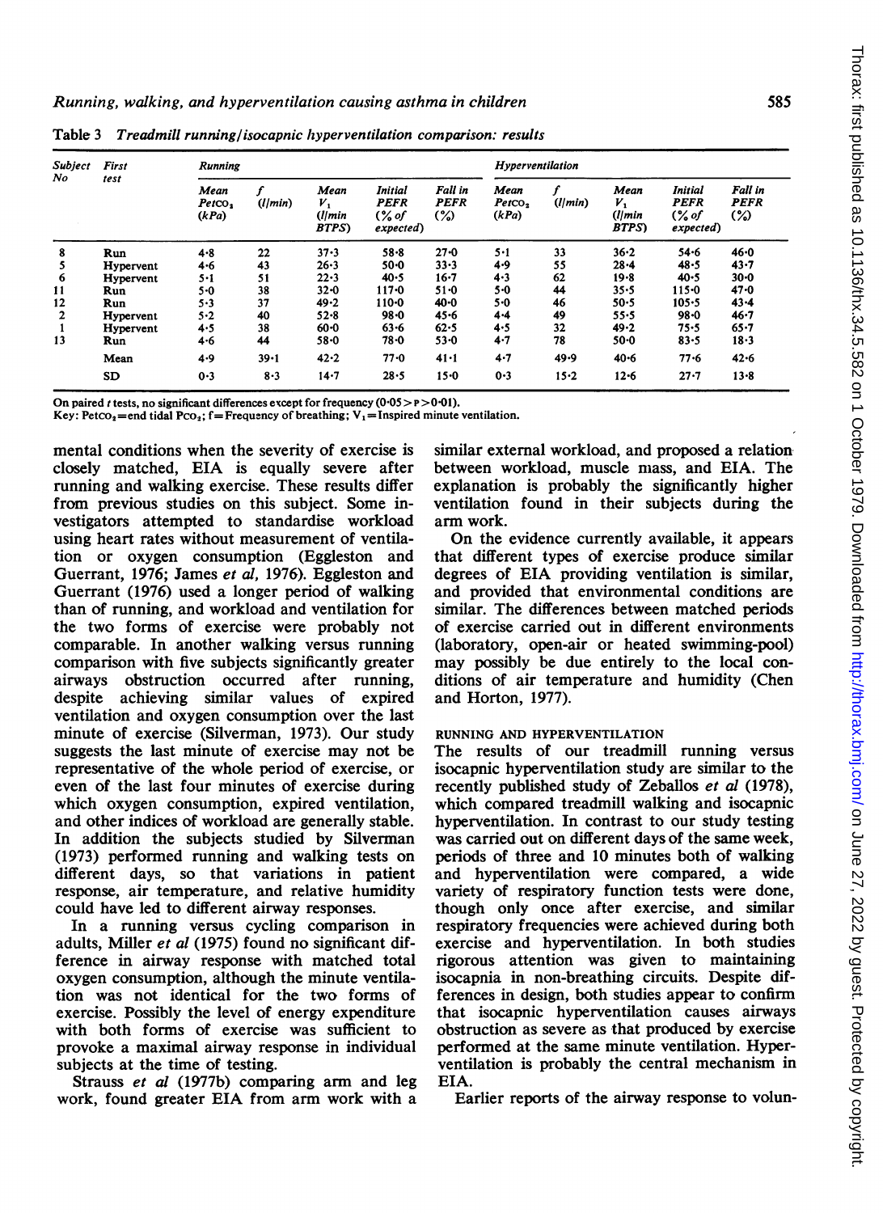Table 3 *Treadmill running/isocapnic hyperventilation comparison: results*

| Subject No | First test | Running | | | | | Hyperventilation | | | | |
|---|---|---|---|---|---|---|---|---|---|---|---|
| | | Mean $P_{ETCO_2}$ (kPa) | f (l/min) | Mean $V_I$ (l/min BTPS) | Initial PEFR (% of expected) | Fall in PEFR (%) | Mean $P_{ETCO_2}$ (kPa) | f (l/min) | Mean $V_I$ (l/min BTPS) | Initial PEFR (% of expected) | Fall in PEFR (%) |
| 8 | Run | 4·8 | 22 | 37·3 | 58·8 | 27·0 | 5·1 | 33 | 36·2 | 54·6 | 46·0 |
| 5 | Hypervent | 4·6 | 43 | 26·3 | 50·0 | 33·3 | 4·9 | 55 | 28·4 | 48·5 | 43·7 |
| 6 | Hypervent | 5·1 | 51 | 22·3 | 40·5 | 16·7 | 4·3 | 62 | 19·8 | 40·5 | 30·0 |
| 11 | Run | 5·0 | 38 | 32·0 | 117·0 | 51·0 | 5·0 | 44 | 35·5 | 115·0 | 47·0 |
| 12 | Run | 5·3 | 37 | 49·2 | 110·0 | 40·0 | 5·0 | 46 | 50·5 | 105·5 | 43·4 |
| 2 | Hypervent | 5·2 | 40 | 52·8 | 98·0 | 45·6 | 4·4 | 49 | 55·5 | 98·0 | 46·7 |
| 1 | Hypervent | 4·5 | 38 | 60·0 | 63·6 | 62·5 | 4·5 | 32 | 49·2 | 75·5 | 65·7 |
| 13 | Run | 4·6 | 44 | 58·0 | 78·0 | 53·0 | 4·7 | 78 | 50·0 | 83·5 | 18·3 |
| | Mean | 4·9 | 39·1 | 42·2 | 77·0 | 41·1 | 4·7 | 49·9 | 40·6 | 77·6 | 42·6 |
| | SD | 0·3 | 8·3 | 14·7 | 28·5 | 15·0 | 0·3 | 15·2 | 12·6 | 27·7 | 13·8 |

On paired *t* tests, no significant differences except for frequency ($0·05 > p > 0·01$).
Key: $P_{ETCO_2}$ = end tidal $P_{CO_2}$; f = Frequency of breathing; $V_I$ = Inspired minute ventilation.

mental conditions when the severity of exercise is closely matched, EIA is equally severe after running and walking exercise. These results differ from previous studies on this subject. Some investigators attempted to standardise workload using heart rates without measurement of ventilation or oxygen consumption (Eggleston and Guerrant, 1976; James *et al*, 1976). Eggleston and Guerrant (1976) used a longer period of walking than of running, and workload and ventilation for the two forms of exercise were probably not comparable. In another walking versus running comparison with five subjects significantly greater airways obstruction occurred after running, despite achieving similar values of expired ventilation and oxygen consumption over the last minute of exercise (Silverman, 1973). Our study suggests the last minute of exercise may not be representative of the whole period of exercise, or even of the last four minutes of exercise during which oxygen consumption, expired ventilation, and other indices of workload are generally stable. In addition the subjects studied by Silverman (1973) performed running and walking tests on different days, so that variations in patient response, air temperature, and relative humidity could have led to different airway responses.

In a running versus cycling comparison in adults, Miller *et al* (1975) found no significant difference in airway response with matched total oxygen consumption, although the minute ventilation was not identical for the two forms of exercise. Possibly the level of energy expenditure with both forms of exercise was sufficient to provoke a maximal airway response in individual subjects at the time of testing.

Strauss *et al* (1977b) comparing arm and leg work, found greater EIA from arm work with a similar external workload, and proposed a relation between workload, muscle mass, and EIA. The explanation is probably the significantly higher ventilation found in their subjects during the arm work.

On the evidence currently available, it appears that different types of exercise produce similar degrees of EIA providing ventilation is similar, and provided that environmental conditions are similar. The differences between matched periods of exercise carried out in different environments (laboratory, open-air or heated swimming-pool) may possibly be due entirely to the local conditions of air temperature and humidity (Chen and Horton, 1977).

## RUNNING AND HYPERVENTILATION

The results of our treadmill running versus isocapnic hyperventilation study are similar to the recently published study of Zeballos *et al* (1978), which compared treadmill walking and isocapnic hyperventilation. In contrast to our study testing was carried out on different days of the same week, periods of three and 10 minutes both of walking and hyperventilation were compared, a wide variety of respiratory function tests were done, though only once after exercise, and similar respiratory frequencies were achieved during both exercise and hyperventilation. In both studies rigorous attention was given to maintaining isocapnia in non-breathing circuits. Despite differences in design, both studies appear to confirm that isocapnic hyperventilation causes airways obstruction as severe as that produced by exercise performed at the same minute ventilation. Hyperventilation is probably the central mechanism in EIA.

Earlier reports of the airway response to volun-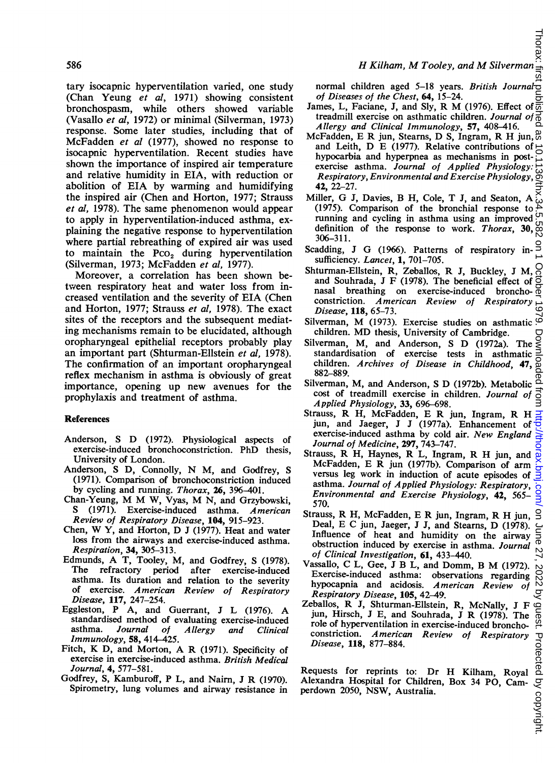tary isocapnic hyperventilation varied, one study (Chan Yeung *et al*, 1971) showing consistent bronchospasm, while others showed variable (Vasallo *et al*, 1972) or minimal (Silverman, 1973) response. Some later studies, including that of McFadden *et al* (1977), showed no response to isocapnic hyperventilation. Recent studies have shown the importance of inspired air temperature and relative humidity in EIA, with reduction or abolition of EIA by warming and humidifying the inspired air (Chen and Horton, 1977; Strauss *et al*, 1978). The same phenomenon would appear to apply in hyperventilation-induced asthma, explaining the negative response to hyperventilation where partial rebreathing of expired air was used to maintain the $P_{CO_2}$ during hyperventilation (Silverman, 1973; McFadden *et al*, 1977).

Moreover, a correlation has been shown between respiratory heat and water loss from increased ventilation and the severity of EIA (Chen and Horton, 1977; Strauss *et al*, 1978). The exact sites of the receptors and the subsequent mediating mechanisms remain to be elucidated, although oropharyngeal epithelial receptors probably play an important part (Shturman-Ellstein *et al*, 1978). The confirmation of an important oropharyngeal reflex mechanism in asthma is obviously of great importance, opening up new avenues for the prophylaxis and treatment of asthma.

## References

Anderson, S D (1972). Physiological aspects of exercise-induced bronchoconstriction. PhD thesis, University of London.

Anderson, S D, Connolly, N M, and Godfrey, S (1971). Comparison of bronchoconstriction induced by cycling and running. *Thorax*, **26**, 396–401.

Chan-Yeung, M M W, Vyas, M N, and Grzybowski, S (1971). Exercise-induced asthma. *American Review of Respiratory Disease*, **104**, 915–923.

Chen, W Y, and Horton, D J (1977). Heat and water loss from the airways and exercise-induced asthma. *Respiration*, **34**, 305–313.

Edmunds, A T, Tooley, M, and Godfrey, S (1978). The refractory period after exercise-induced asthma. Its duration and relation to the severity of exercise. *American Review of Respiratory Disease*, **117**, 247–254.

Eggleston, P A, and Guerrant, J L (1976). A standardised method of evaluating exercise-induced asthma. *Journal of Allergy and Clinical Immunology*, **58**, 414–425.

Fitch, K D, and Morton, A R (1971). Specificity of exercise in exercise-induced asthma. *British Medical Journal*, **4**, 577–581.

Godfrey, S, Kamburoff, P L, and Nairn, J R (1970). Spirometry, lung volumes and airway resistance in normal children aged 5–18 years. *British Journal of Diseases of the Chest*, **64**, 15–24.

James, L, Faciane, J, and Sly, R M (1976). Effect of treadmill exercise on asthmatic children. *Journal of Allergy and Clinical Immunology*, **57**, 408–416.

McFadden, E R jun, Stearns, D S, Ingram, R H jun, and Leith, D E (1977). Relative contributions of hypocarbia and hyperpnea as mechanisms in post-exercise asthma. *Journal of Applied Physiology: Respiratory, Environmental and Exercise Physiology*, **42**, 22–27.

Miller, G J, Davies, B H, Cole, T J, and Seaton, A (1975). Comparison of the bronchial response to running and cycling in asthma using an improved definition of the response to work. *Thorax*, **30**, 306–311.

Scadding, J G (1966). Patterns of respiratory insufficiency. *Lancet*, **1**, 701–705.

Shturman-Ellstein, R, Zeballos, R J, Buckley, J M, and Souhrada, J F (1978). The beneficial effect of nasal breathing on exercise-induced bronchoconstriction. *American Review of Respiratory Disease*, **118**, 65–73.

Silverman, M (1973). Exercise studies on asthmatic children. MD thesis, University of Cambridge.

Silverman, M, and Anderson, S D (1972a). The standardisation of exercise tests in asthmatic children. *Archives of Disease in Childhood*, **47**, 882–889.

Silverman, M, and Anderson, S D (1972b). Metabolic cost of treadmill exercise in children. *Journal of Applied Physiology*, **33**, 696–698.

Strauss, R H, McFadden, E R jun, Ingram, R H jun, and Jaeger, J J (1977a). Enhancement of exercise-induced asthma by cold air. *New England Journal of Medicine*, **297**, 743–747.

Strauss, R H, Haynes, R L, Ingram, R H jun, and McFadden, E R jun (1977b). Comparison of arm versus leg work in induction of acute episodes of asthma. *Journal of Applied Physiology: Respiratory, Environmental and Exercise Physiology*, **42**, 565–570.

Strauss, R H, McFadden, E R jun, Ingram, R H jun, Deal, E C jun, Jaeger, J J, and Stearns, D (1978). Influence of heat and humidity on the airway obstruction induced by exercise in asthma. *Journal of Clinical Investigation*, **61**, 433–440.

Vassallo, C L, Gee, J B L, and Domm, B M (1972). Exercise-induced asthma: observations regarding hypocapnia and acidosis. *American Review of Respiratory Disease*, **105**, 42–49.

Zeballos, R J, Shturman-Ellstein, R, McNally, J F jun, Hirsch, J E, and Souhrada, J R (1978). The role of hyperventilation in exercise-induced bronchoconstriction. *American Review of Respiratory Disease*, **118**, 877–884.

Requests for reprints to: Dr H Kilham, Royal Alexandra Hospital for Children, Box 34 PO, Camperdown 2050, NSW, Australia.